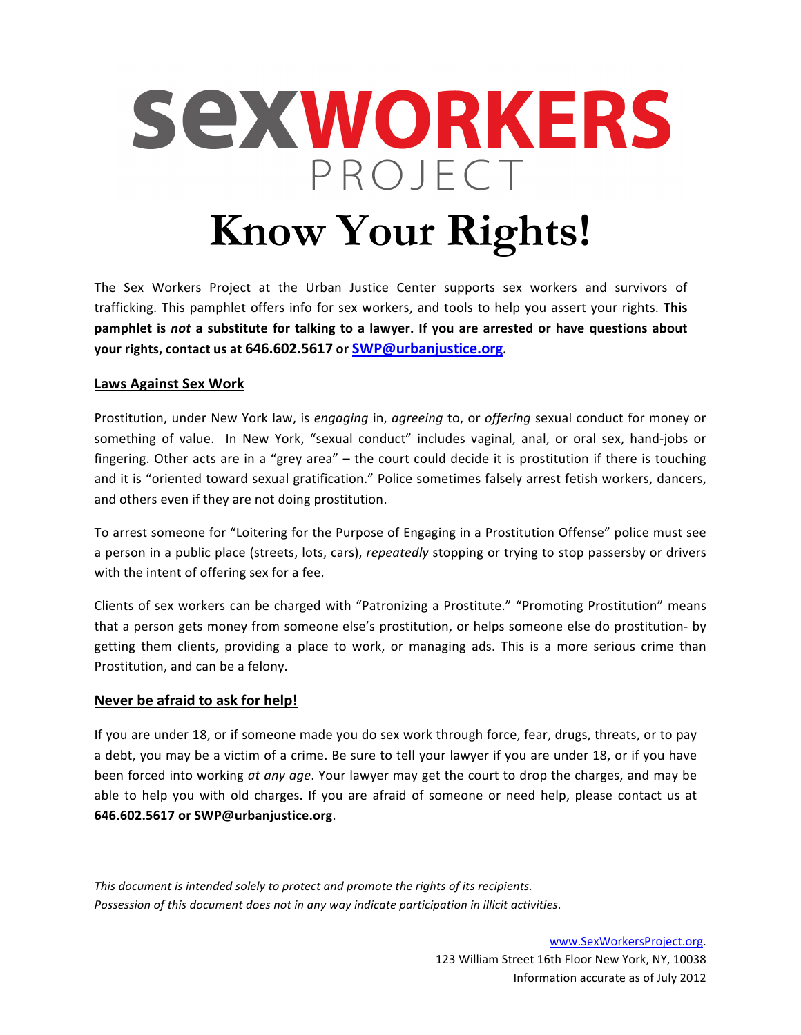# sexWORKERS PROJECT

# Know Your Rights!

The Sex Workers Project at the Urban Justice Center supports sex workers and survivors of trafficking. This pamphlet offers info for sex workers, and tools to help you assert your rights. **This pamphlet is *not* a substitute for talking to a lawyer. If you are arrested or have questions about your rights, contact us at 646.602.5617 or SWP@urbanjustice.org.**

## Laws Against Sex Work

Prostitution, under New York law, is *engaging* in, *agreeing* to, or *offering* sexual conduct for money or something of value. In New York, "sexual conduct" includes vaginal, anal, or oral sex, hand-jobs or fingering. Other acts are in a "grey area" – the court could decide it is prostitution if there is touching and it is "oriented toward sexual gratification." Police sometimes falsely arrest fetish workers, dancers, and others even if they are not doing prostitution.

To arrest someone for "Loitering for the Purpose of Engaging in a Prostitution Offense" police must see a person in a public place (streets, lots, cars), *repeatedly* stopping or trying to stop passersby or drivers with the intent of offering sex for a fee.

Clients of sex workers can be charged with "Patronizing a Prostitute." "Promoting Prostitution" means that a person gets money from someone else's prostitution, or helps someone else do prostitution- by getting them clients, providing a place to work, or managing ads. This is a more serious crime than Prostitution, and can be a felony.

## Never be afraid to ask for help!

If you are under 18, or if someone made you do sex work through force, fear, drugs, threats, or to pay a debt, you may be a victim of a crime. Be sure to tell your lawyer if you are under 18, or if you have been forced into working *at any age*. Your lawyer may get the court to drop the charges, and may be able to help you with old charges. If you are afraid of someone or need help, please contact us at **646.602.5617 or SWP@urbanjustice.org**.

*This document is intended solely to protect and promote the rights of its recipients.*
*Possession of this document does not in any way indicate participation in illicit activities.*

www.SexWorkersProject.org.
123 William Street 16th Floor New York, NY, 10038
Information accurate as of July 2012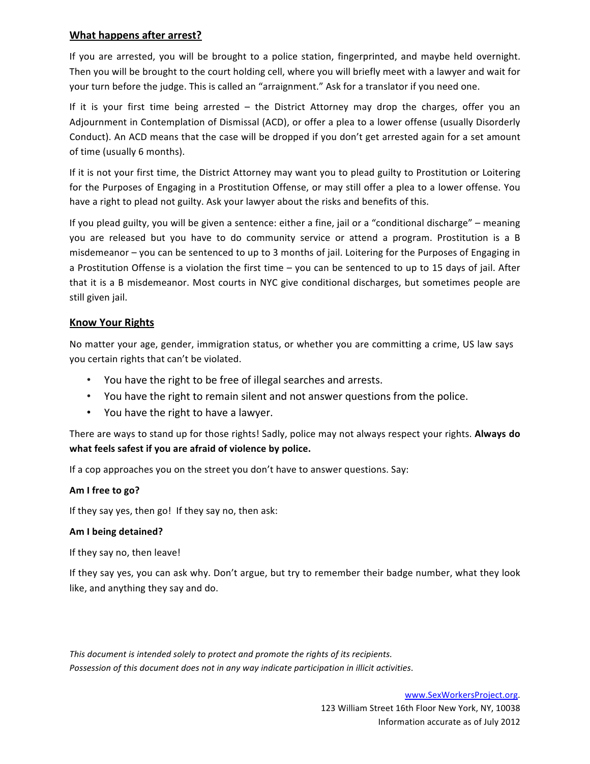## What happens after arrest?

If you are arrested, you will be brought to a police station, fingerprinted, and maybe held overnight. Then you will be brought to the court holding cell, where you will briefly meet with a lawyer and wait for your turn before the judge. This is called an "arraignment." Ask for a translator if you need one.

If it is your first time being arrested – the District Attorney may drop the charges, offer you an Adjournment in Contemplation of Dismissal (ACD), or offer a plea to a lower offense (usually Disorderly Conduct). An ACD means that the case will be dropped if you don't get arrested again for a set amount of time (usually 6 months).

If it is not your first time, the District Attorney may want you to plead guilty to Prostitution or Loitering for the Purposes of Engaging in a Prostitution Offense, or may still offer a plea to a lower offense. You have a right to plead not guilty. Ask your lawyer about the risks and benefits of this.

If you plead guilty, you will be given a sentence: either a fine, jail or a "conditional discharge" – meaning you are released but you have to do community service or attend a program. Prostitution is a B misdemeanor – you can be sentenced to up to 3 months of jail. Loitering for the Purposes of Engaging in a Prostitution Offense is a violation the first time – you can be sentenced to up to 15 days of jail. After that it is a B misdemeanor. Most courts in NYC give conditional discharges, but sometimes people are still given jail.

## Know Your Rights

No matter your age, gender, immigration status, or whether you are committing a crime, US law says you certain rights that can't be violated.

- You have the right to be free of illegal searches and arrests.
- You have the right to remain silent and not answer questions from the police.
- You have the right to have a lawyer.

There are ways to stand up for those rights! Sadly, police may not always respect your rights. **Always do what feels safest if you are afraid of violence by police.**

If a cop approaches you on the street you don't have to answer questions. Say:

**Am I free to go?**

If they say yes, then go! If they say no, then ask:

**Am I being detained?**

If they say no, then leave!

If they say yes, you can ask why. Don't argue, but try to remember their badge number, what they look like, and anything they say and do.

*This document is intended solely to protect and promote the rights of its recipients.*
*Possession of this document does not in any way indicate participation in illicit activities.*

www.SexWorkersProject.org.
123 William Street 16th Floor New York, NY, 10038
Information accurate as of July 2012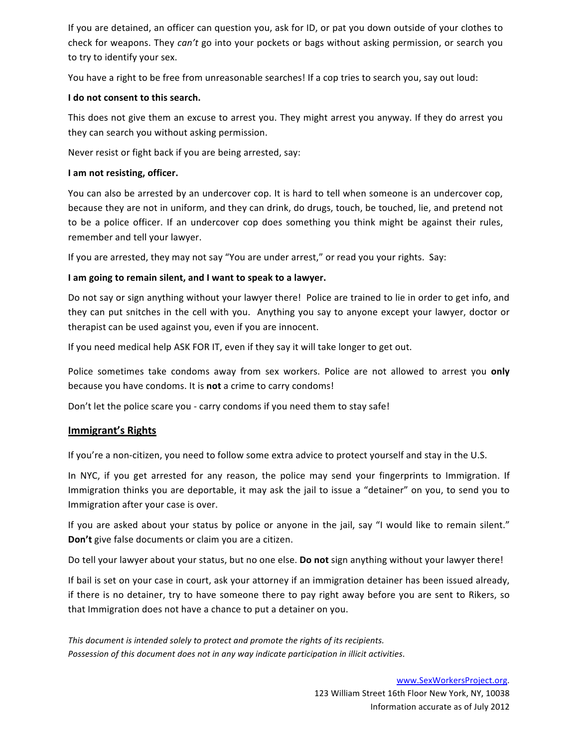If you are detained, an officer can question you, ask for ID, or pat you down outside of your clothes to check for weapons. They *can't* go into your pockets or bags without asking permission, or search you to try to identify your sex.

You have a right to be free from unreasonable searches! If a cop tries to search you, say out loud:

**I do not consent to this search.**

This does not give them an excuse to arrest you. They might arrest you anyway. If they do arrest you they can search you without asking permission.

Never resist or fight back if you are being arrested, say:

**I am not resisting, officer.**

You can also be arrested by an undercover cop. It is hard to tell when someone is an undercover cop, because they are not in uniform, and they can drink, do drugs, touch, be touched, lie, and pretend not to be a police officer. If an undercover cop does something you think might be against their rules, remember and tell your lawyer.

If you are arrested, they may not say "You are under arrest," or read you your rights. Say:

**I am going to remain silent, and I want to speak to a lawyer.**

Do not say or sign anything without your lawyer there! Police are trained to lie in order to get info, and they can put snitches in the cell with you. Anything you say to anyone except your lawyer, doctor or therapist can be used against you, even if you are innocent.

If you need medical help ASK FOR IT, even if they say it will take longer to get out.

Police sometimes take condoms away from sex workers. Police are not allowed to arrest you **only** because you have condoms. It is **not** a crime to carry condoms!

Don't let the police scare you - carry condoms if you need them to stay safe!

## Immigrant's Rights

If you're a non-citizen, you need to follow some extra advice to protect yourself and stay in the U.S.

In NYC, if you get arrested for any reason, the police may send your fingerprints to Immigration. If Immigration thinks you are deportable, it may ask the jail to issue a "detainer" on you, to send you to Immigration after your case is over.

If you are asked about your status by police or anyone in the jail, say "I would like to remain silent." **Don't** give false documents or claim you are a citizen.

Do tell your lawyer about your status, but no one else. **Do not** sign anything without your lawyer there!

If bail is set on your case in court, ask your attorney if an immigration detainer has been issued already, if there is no detainer, try to have someone there to pay right away before you are sent to Rikers, so that Immigration does not have a chance to put a detainer on you.

*This document is intended solely to protect and promote the rights of its recipients.*
*Possession of this document does not in any way indicate participation in illicit activities.*

www.SexWorkersProject.org.
123 William Street 16th Floor New York, NY, 10038
Information accurate as of July 2012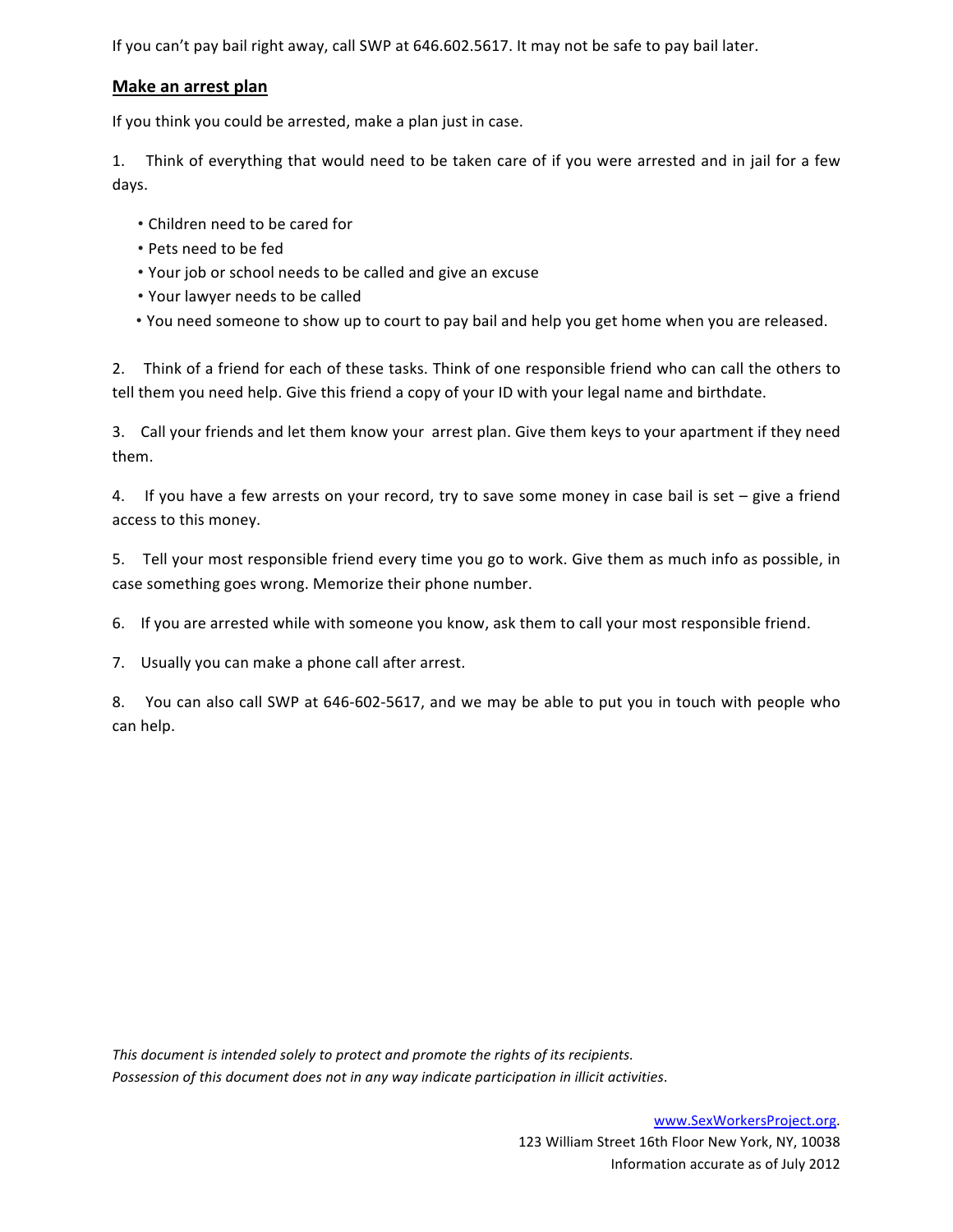If you can't pay bail right away, call SWP at 646.602.5617. It may not be safe to pay bail later.

## Make an arrest plan

If you think you could be arrested, make a plan just in case.

1. Think of everything that would need to be taken care of if you were arrested and in jail for a few days.

   - Children need to be cared for
   - Pets need to be fed
   - Your job or school needs to be called and give an excuse
   - Your lawyer needs to be called
   - You need someone to show up to court to pay bail and help you get home when you are released.

2. Think of a friend for each of these tasks. Think of one responsible friend who can call the others to tell them you need help. Give this friend a copy of your ID with your legal name and birthdate.

3. Call your friends and let them know your arrest plan. Give them keys to your apartment if they need them.

4. If you have a few arrests on your record, try to save some money in case bail is set – give a friend access to this money.

5. Tell your most responsible friend every time you go to work. Give them as much info as possible, in case something goes wrong. Memorize their phone number.

6. If you are arrested while with someone you know, ask them to call your most responsible friend.

7. Usually you can make a phone call after arrest.

8. You can also call SWP at 646-602-5617, and we may be able to put you in touch with people who can help.

*This document is intended solely to protect and promote the rights of its recipients.*
*Possession of this document does not in any way indicate participation in illicit activities.*

www.SexWorkersProject.org.
123 William Street 16th Floor New York, NY, 10038
Information accurate as of July 2012